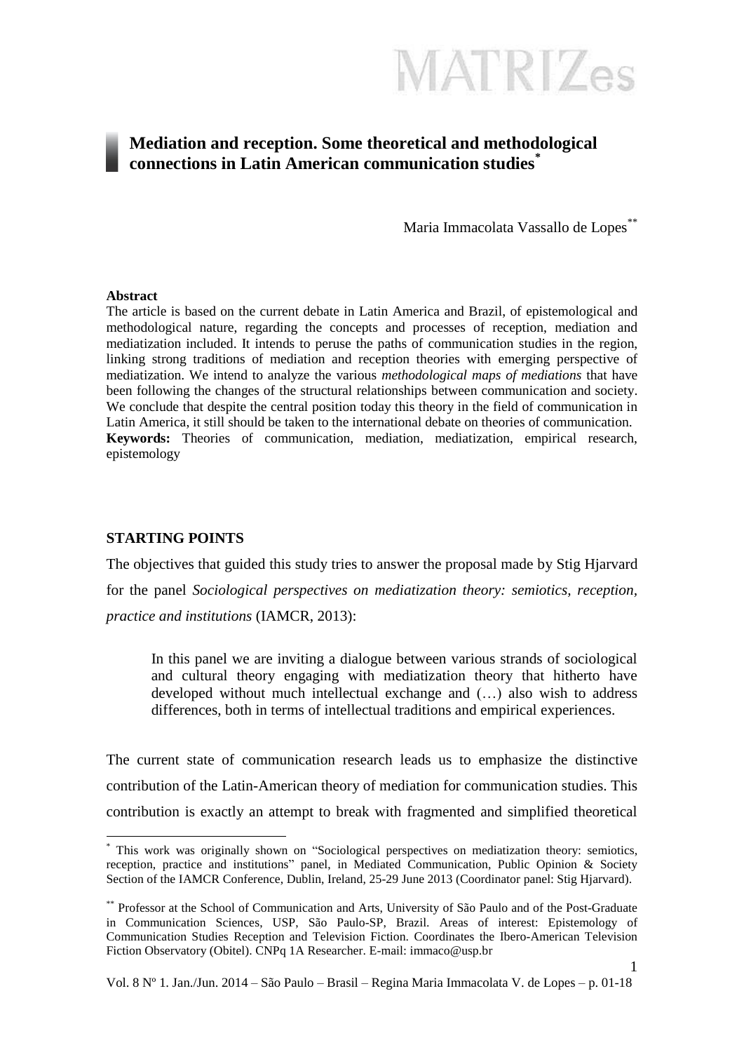# Mediation and reception. Some theoretical and methodological connections in Latin American communication studies[*]

Maria Immacolata Vassallo de Lopes[**]

**Abstract**

The article is based on the current debate in Latin America and Brazil, of epistemological and methodological nature, regarding the concepts and processes of reception, mediation and mediatization included. It intends to peruse the paths of communication studies in the region, linking strong traditions of mediation and reception theories with emerging perspective of mediatization. We intend to analyze the various *methodological maps of mediations* that have been following the changes of the structural relationships between communication and society. We conclude that despite the central position today this theory in the field of communication in Latin America, it still should be taken to the international debate on theories of communication.

**Keywords:** Theories of communication, mediation, mediatization, empirical research, epistemology

## STARTING POINTS

The objectives that guided this study tries to answer the proposal made by Stig Hjarvard for the panel *Sociological perspectives on mediatization theory: semiotics, reception, practice and institutions* (IAMCR, 2013):

> In this panel we are inviting a dialogue between various strands of sociological and cultural theory engaging with mediatization theory that hitherto have developed without much intellectual exchange and (…) also wish to address differences, both in terms of intellectual traditions and empirical experiences.

The current state of communication research leads us to emphasize the distinctive contribution of the Latin-American theory of mediation for communication studies. This contribution is exactly an attempt to break with fragmented and simplified theoretical

---

[*] This work was originally shown on "Sociological perspectives on mediatization theory: semiotics, reception, practice and institutions" panel, in Mediated Communication, Public Opinion & Society Section of the IAMCR Conference, Dublin, Ireland, 25-29 June 2013 (Coordinator panel: Stig Hjarvard).

[**] Professor at the School of Communication and Arts, University of São Paulo and of the Post-Graduate in Communication Sciences, USP, São Paulo-SP, Brazil. Areas of interest: Epistemology of Communication Studies Reception and Television Fiction. Coordinates the Ibero-American Television Fiction Observatory (Obitel). CNPq 1A Researcher. E-mail: immaco@usp.br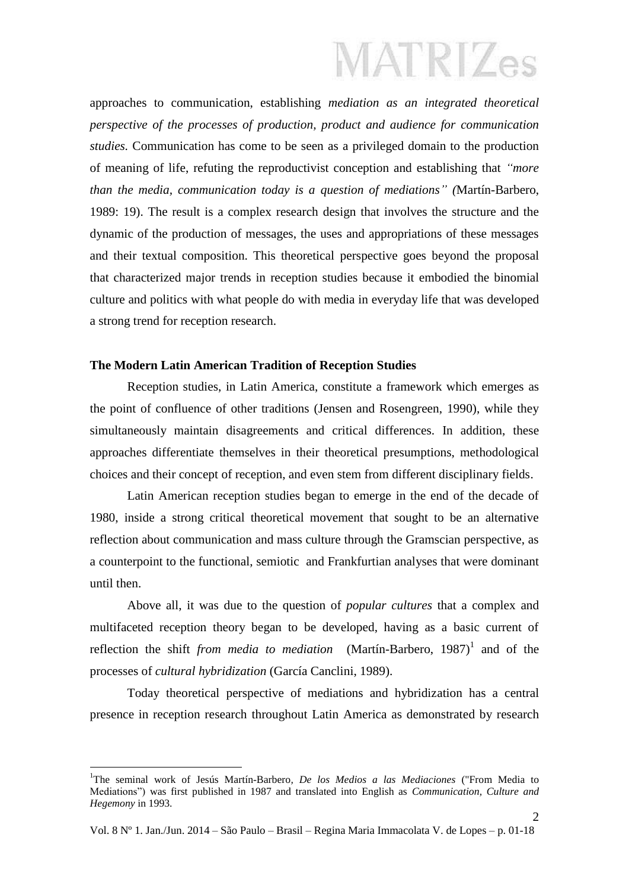approaches to communication, establishing *mediation as an integrated theoretical perspective of the processes of production, product and audience for communication studies.* Communication has come to be seen as a privileged domain to the production of meaning of life, refuting the reproductivist conception and establishing that *"more than the media, communication today is a question of mediations" (*Martín-Barbero, 1989: 19). The result is a complex research design that involves the structure and the dynamic of the production of messages, the uses and appropriations of these messages and their textual composition. This theoretical perspective goes beyond the proposal that characterized major trends in reception studies because it embodied the binomial culture and politics with what people do with media in everyday life that was developed a strong trend for reception research.

**The Modern Latin American Tradition of Reception Studies**

Reception studies, in Latin America, constitute a framework which emerges as the point of confluence of other traditions (Jensen and Rosengreen, 1990), while they simultaneously maintain disagreements and critical differences. In addition, these approaches differentiate themselves in their theoretical presumptions, methodological choices and their concept of reception, and even stem from different disciplinary fields.

Latin American reception studies began to emerge in the end of the decade of 1980, inside a strong critical theoretical movement that sought to be an alternative reflection about communication and mass culture through the Gramscian perspective, as a counterpoint to the functional, semiotic and Frankfurtian analyses that were dominant until then.

Above all, it was due to the question of *popular cultures* that a complex and multifaceted reception theory began to be developed, having as a basic current of reflection the shift *from media to mediation* (Martín-Barbero, 1987)[1] and of the processes of *cultural hybridization* (García Canclini, 1989).

Today theoretical perspective of mediations and hybridization has a central presence in reception research throughout Latin America as demonstrated by research

---

[1]The seminal work of Jesús Martín-Barbero, *De los Medios a las Mediaciones* ("From Media to Mediations") was first published in 1987 and translated into English as *Communication, Culture and Hegemony* in 1993.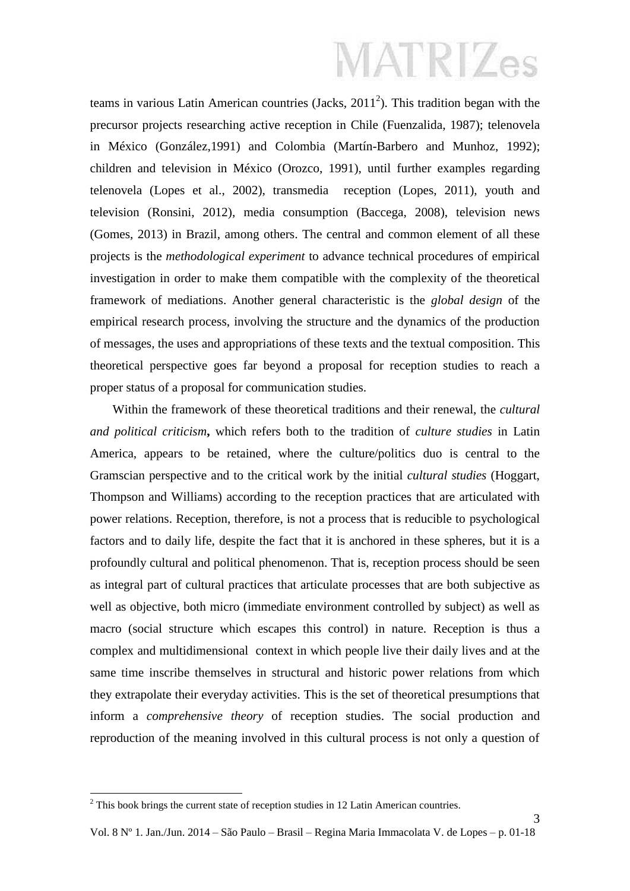teams in various Latin American countries (Jacks, 2011[2]). This tradition began with the precursor projects researching active reception in Chile (Fuenzalida, 1987); telenovela in México (González,1991) and Colombia (Martín-Barbero and Munhoz, 1992); children and television in México (Orozco, 1991), until further examples regarding telenovela (Lopes et al., 2002), transmedia reception (Lopes, 2011), youth and television (Ronsini, 2012), media consumption (Baccega, 2008), television news (Gomes, 2013) in Brazil, among others. The central and common element of all these projects is the *methodological experiment* to advance technical procedures of empirical investigation in order to make them compatible with the complexity of the theoretical framework of mediations. Another general characteristic is the *global design* of the empirical research process, involving the structure and the dynamics of the production of messages, the uses and appropriations of these texts and the textual composition. This theoretical perspective goes far beyond a proposal for reception studies to reach a proper status of a proposal for communication studies.

Within the framework of these theoretical traditions and their renewal, the *cultural and political criticism***,** which refers both to the tradition of *culture studies* in Latin America, appears to be retained, where the culture/politics duo is central to the Gramscian perspective and to the critical work by the initial *cultural studies* (Hoggart, Thompson and Williams) according to the reception practices that are articulated with power relations. Reception, therefore, is not a process that is reducible to psychological factors and to daily life, despite the fact that it is anchored in these spheres, but it is a profoundly cultural and political phenomenon. That is, reception process should be seen as integral part of cultural practices that articulate processes that are both subjective as well as objective, both micro (immediate environment controlled by subject) as well as macro (social structure which escapes this control) in nature. Reception is thus a complex and multidimensional context in which people live their daily lives and at the same time inscribe themselves in structural and historic power relations from which they extrapolate their everyday activities. This is the set of theoretical presumptions that inform a *comprehensive theory* of reception studies. The social production and reproduction of the meaning involved in this cultural process is not only a question of

[2] This book brings the current state of reception studies in 12 Latin American countries.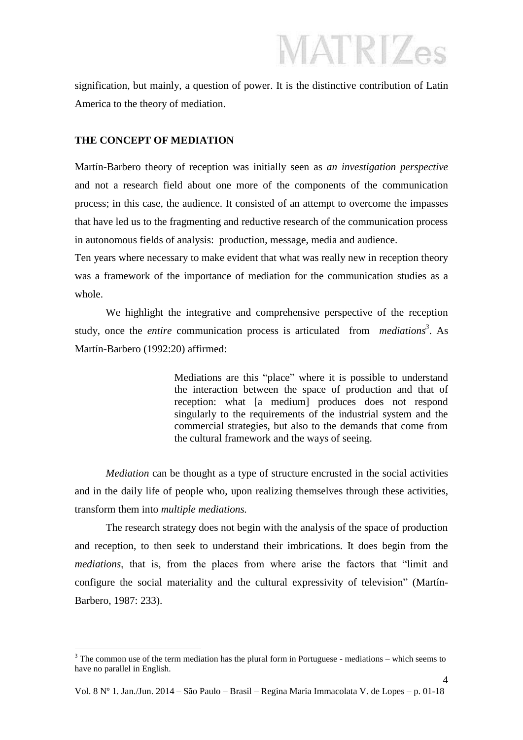signification, but mainly, a question of power. It is the distinctive contribution of Latin America to the theory of mediation.

## THE CONCEPT OF MEDIATION

Martín-Barbero theory of reception was initially seen as *an investigation perspective* and not a research field about one more of the components of the communication process; in this case, the audience. It consisted of an attempt to overcome the impasses that have led us to the fragmenting and reductive research of the communication process in autonomous fields of analysis: production, message, media and audience.

Ten years where necessary to make evident that what was really new in reception theory was a framework of the importance of mediation for the communication studies as a whole.

We highlight the integrative and comprehensive perspective of the reception study, once the *entire* communication process is articulated from *mediations*[3]. As Martín-Barbero (1992:20) affirmed:

> Mediations are this "place" where it is possible to understand the interaction between the space of production and that of reception: what [a medium] produces does not respond singularly to the requirements of the industrial system and the commercial strategies, but also to the demands that come from the cultural framework and the ways of seeing.

*Mediation* can be thought as a type of structure encrusted in the social activities and in the daily life of people who, upon realizing themselves through these activities, transform them into *multiple mediations.*

The research strategy does not begin with the analysis of the space of production and reception, to then seek to understand their imbrications. It does begin from the *mediations*, that is, from the places from where arise the factors that "limit and configure the social materiality and the cultural expressivity of television" (Martín-Barbero, 1987: 233).

---

[3] The common use of the term mediation has the plural form in Portuguese - mediations – which seems to have no parallel in English.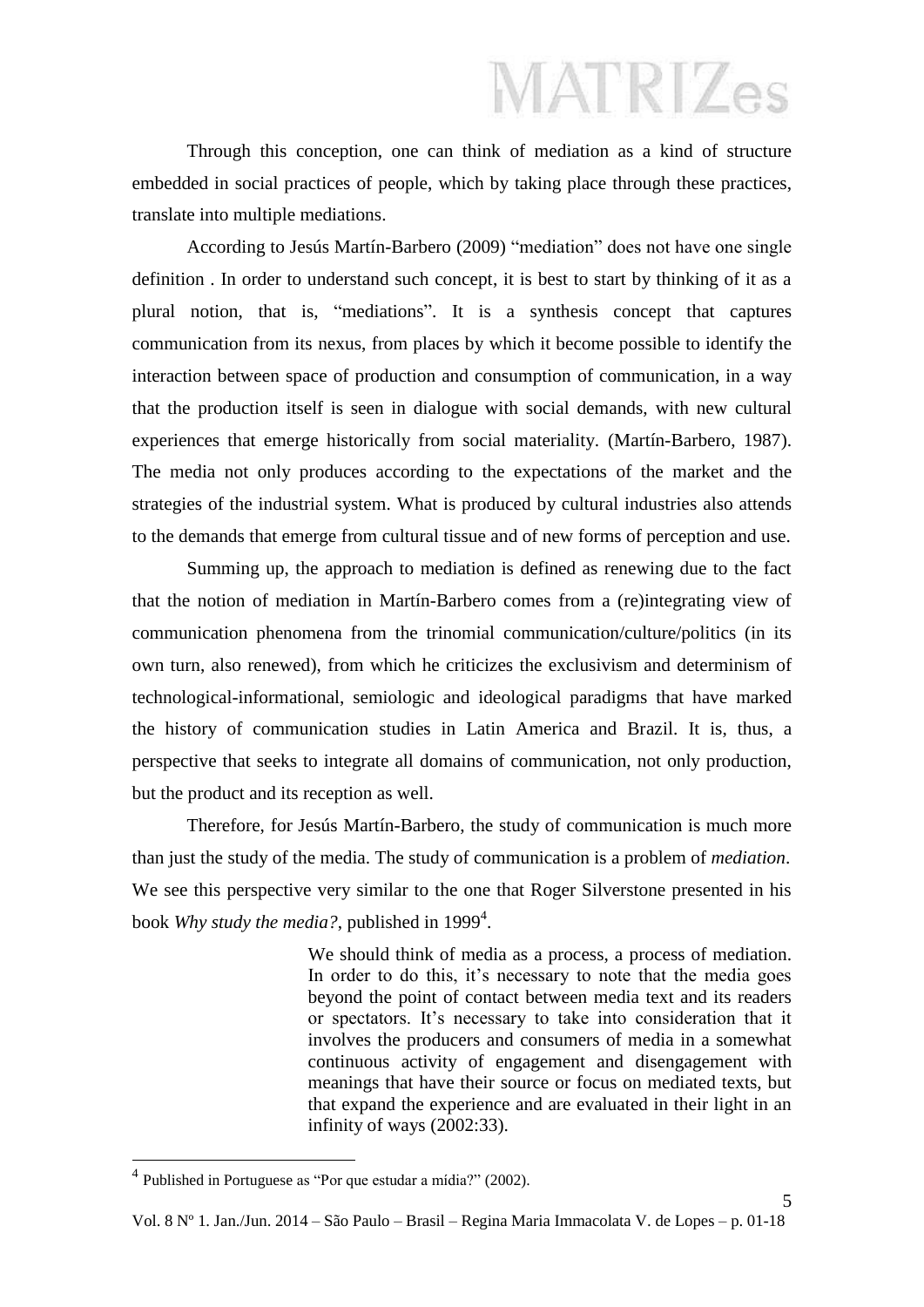Through this conception, one can think of mediation as a kind of structure embedded in social practices of people, which by taking place through these practices, translate into multiple mediations.

According to Jesús Martín-Barbero (2009) "mediation" does not have one single definition . In order to understand such concept, it is best to start by thinking of it as a plural notion, that is, "mediations". It is a synthesis concept that captures communication from its nexus, from places by which it become possible to identify the interaction between space of production and consumption of communication, in a way that the production itself is seen in dialogue with social demands, with new cultural experiences that emerge historically from social materiality. (Martín-Barbero, 1987). The media not only produces according to the expectations of the market and the strategies of the industrial system. What is produced by cultural industries also attends to the demands that emerge from cultural tissue and of new forms of perception and use.

Summing up, the approach to mediation is defined as renewing due to the fact that the notion of mediation in Martín-Barbero comes from a (re)integrating view of communication phenomena from the trinomial communication/culture/politics (in its own turn, also renewed), from which he criticizes the exclusivism and determinism of technological-informational, semiologic and ideological paradigms that have marked the history of communication studies in Latin America and Brazil. It is, thus, a perspective that seeks to integrate all domains of communication, not only production, but the product and its reception as well.

Therefore, for Jesús Martín-Barbero, the study of communication is much more than just the study of the media. The study of communication is a problem of *mediation*. We see this perspective very similar to the one that Roger Silverstone presented in his book *Why study the media?*, published in 1999[4].

> We should think of media as a process, a process of mediation. In order to do this, it's necessary to note that the media goes beyond the point of contact between media text and its readers or spectators. It's necessary to take into consideration that it involves the producers and consumers of media in a somewhat continuous activity of engagement and disengagement with meanings that have their source or focus on mediated texts, but that expand the experience and are evaluated in their light in an infinity of ways (2002:33).

---

[4] Published in Portuguese as "Por que estudar a mídia?" (2002).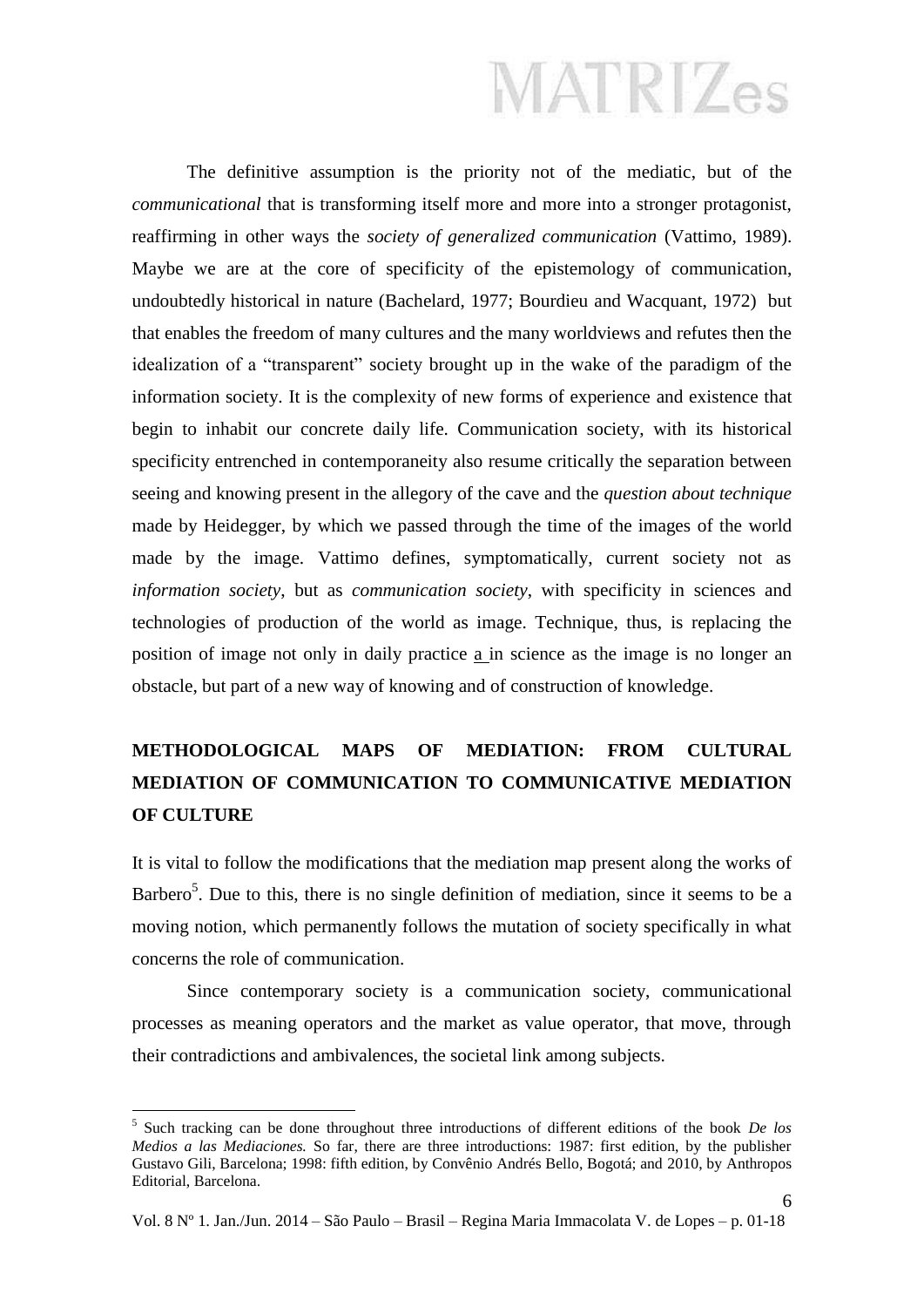The definitive assumption is the priority not of the mediatic, but of the *communicational* that is transforming itself more and more into a stronger protagonist, reaffirming in other ways the *society of generalized communication* (Vattimo, 1989). Maybe we are at the core of specificity of the epistemology of communication, undoubtedly historical in nature (Bachelard, 1977; Bourdieu and Wacquant, 1972) but that enables the freedom of many cultures and the many worldviews and refutes then the idealization of a "transparent" society brought up in the wake of the paradigm of the information society. It is the complexity of new forms of experience and existence that begin to inhabit our concrete daily life. Communication society, with its historical specificity entrenched in contemporaneity also resume critically the separation between seeing and knowing present in the allegory of the cave and the *question about technique* made by Heidegger, by which we passed through the time of the images of the world made by the image. Vattimo defines, symptomatically, current society not as *information society*, but as *communication society*, with specificity in sciences and technologies of production of the world as image. Technique, thus, is replacing the position of image not only in daily practice a in science as the image is no longer an obstacle, but part of a new way of knowing and of construction of knowledge.

## METHODOLOGICAL MAPS OF MEDIATION: FROM CULTURAL MEDIATION OF COMMUNICATION TO COMMUNICATIVE MEDIATION OF CULTURE

It is vital to follow the modifications that the mediation map present along the works of Barbero[5]. Due to this, there is no single definition of mediation, since it seems to be a moving notion, which permanently follows the mutation of society specifically in what concerns the role of communication.

Since contemporary society is a communication society, communicational processes as meaning operators and the market as value operator, that move, through their contradictions and ambivalences, the societal link among subjects.

---

[5] Such tracking can be done throughout three introductions of different editions of the book *De los Medios a las Mediaciones.* So far, there are three introductions: 1987: first edition, by the publisher Gustavo Gili, Barcelona; 1998: fifth edition, by Convênio Andrés Bello, Bogotá; and 2010, by Anthropos Editorial, Barcelona.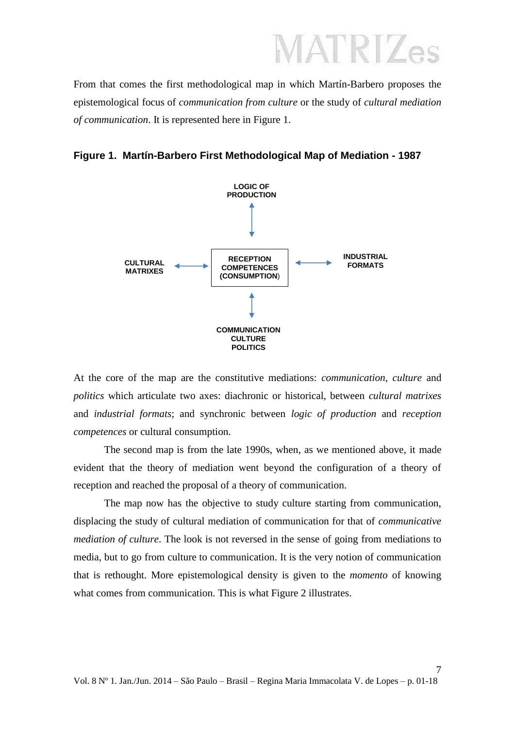From that comes the first methodological map in which Martín-Barbero proposes the epistemological focus of *communication from culture* or the study of *cultural mediation of communication*. It is represented here in Figure 1.

**Figure 1. Martín-Barbero First Methodological Map of Mediation - 1987**

LOGIC OF PRODUCTION

CULTURAL MATRIXES ⟷ RECEPTION COMPETENCES (CONSUMPTION) ⟷ INDUSTRIAL FORMATS

COMMUNICATION CULTURE POLITICS

At the core of the map are the constitutive mediations: *communication*, *culture* and *politics* which articulate two axes: diachronic or historical, between *cultural matrixes* and *industrial formats*; and synchronic between *logic of production* and *reception competences* or cultural consumption.

The second map is from the late 1990s, when, as we mentioned above, it made evident that the theory of mediation went beyond the configuration of a theory of reception and reached the proposal of a theory of communication.

The map now has the objective to study culture starting from communication, displacing the study of cultural mediation of communication for that of *communicative mediation of culture*. The look is not reversed in the sense of going from mediations to media, but to go from culture to communication. It is the very notion of communication that is rethought. More epistemological density is given to the *momento* of knowing what comes from communication. This is what Figure 2 illustrates.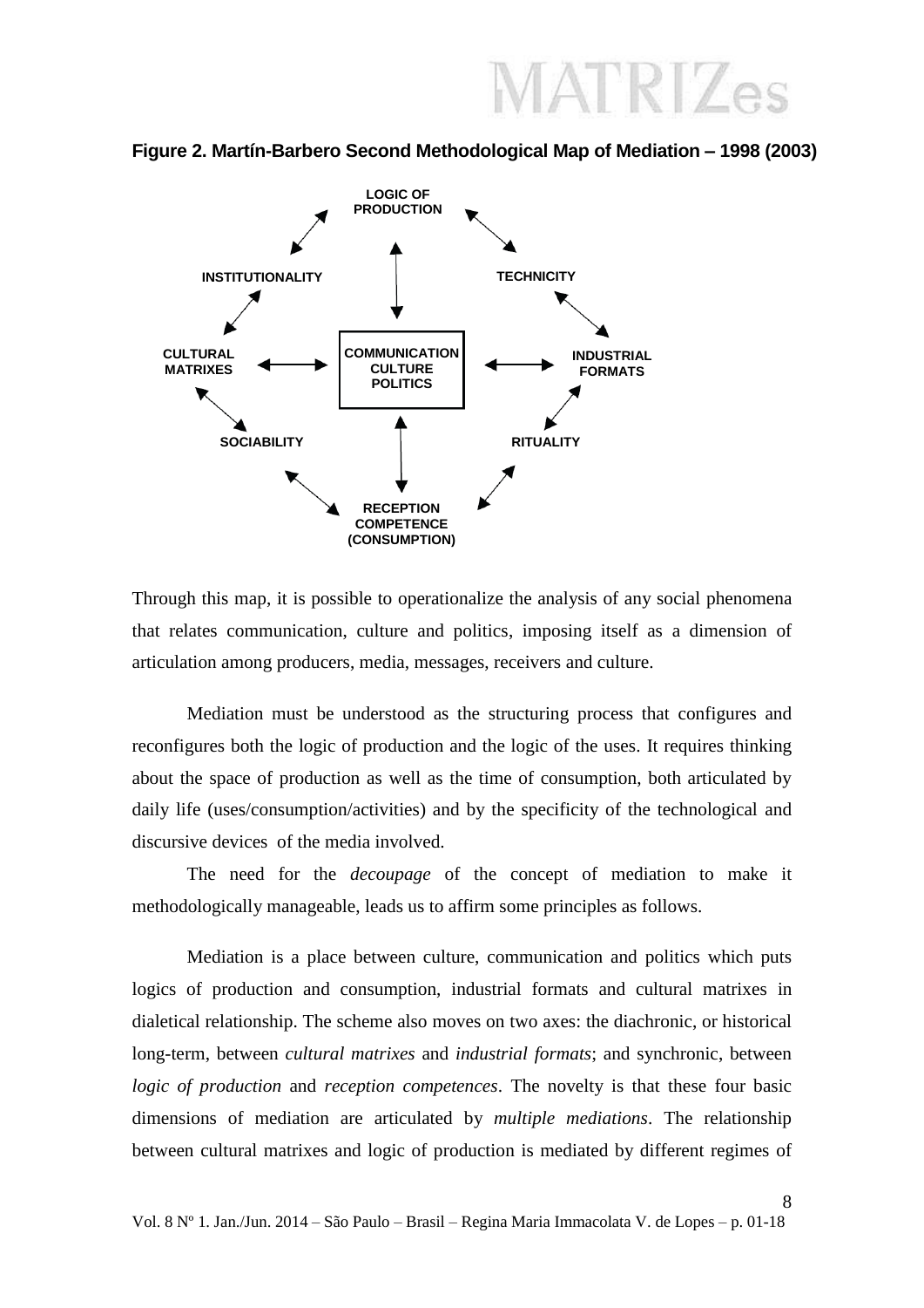**Figure 2. Martín-Barbero Second Methodological Map of Mediation – 1998 (2003)**

LOGIC OF PRODUCTION

INSTITUTIONALITY

TECHNICITY

CULTURAL MATRIXES

COMMUNICATION CULTURE POLITICS

INDUSTRIAL FORMATS

SOCIABILITY

RITUALITY

RECEPTION COMPETENCE (CONSUMPTION)

Through this map, it is possible to operationalize the analysis of any social phenomena that relates communication, culture and politics, imposing itself as a dimension of articulation among producers, media, messages, receivers and culture.

Mediation must be understood as the structuring process that configures and reconfigures both the logic of production and the logic of the uses. It requires thinking about the space of production as well as the time of consumption, both articulated by daily life (uses/consumption/activities) and by the specificity of the technological and discursive devices of the media involved.

The need for the *decoupage* of the concept of mediation to make it methodologically manageable, leads us to affirm some principles as follows.

Mediation is a place between culture, communication and politics which puts logics of production and consumption, industrial formats and cultural matrixes in dialetical relationship. The scheme also moves on two axes: the diachronic, or historical long-term, between *cultural matrixes* and *industrial formats*; and synchronic, between *logic of production* and *reception competences*. The novelty is that these four basic dimensions of mediation are articulated by *multiple mediations*. The relationship between cultural matrixes and logic of production is mediated by different regimes of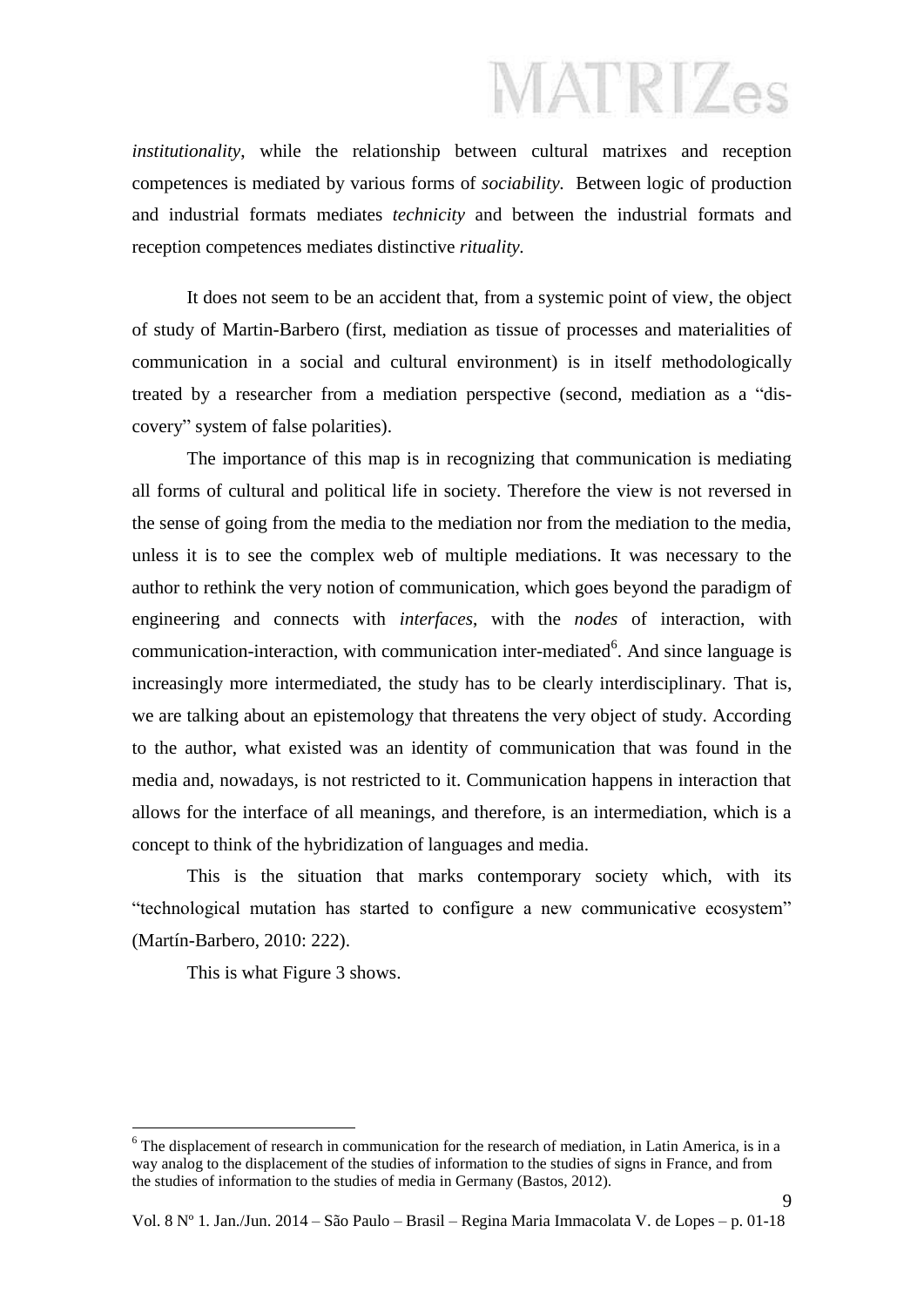*institutionality*, while the relationship between cultural matrixes and reception competences is mediated by various forms of *sociability*. Between logic of production and industrial formats mediates *technicity* and between the industrial formats and reception competences mediates distinctive *rituality*.

It does not seem to be an accident that, from a systemic point of view, the object of study of Martin-Barbero (first, mediation as tissue of processes and materialities of communication in a social and cultural environment) is in itself methodologically treated by a researcher from a mediation perspective (second, mediation as a "dis-covery" system of false polarities).

The importance of this map is in recognizing that communication is mediating all forms of cultural and political life in society. Therefore the view is not reversed in the sense of going from the media to the mediation nor from the mediation to the media, unless it is to see the complex web of multiple mediations. It was necessary to the author to rethink the very notion of communication, which goes beyond the paradigm of engineering and connects with *interfaces*, with the *nodes* of interaction, with communication-interaction, with communication inter-mediated[6]. And since language is increasingly more intermediated, the study has to be clearly interdisciplinary. That is, we are talking about an epistemology that threatens the very object of study. According to the author, what existed was an identity of communication that was found in the media and, nowadays, is not restricted to it. Communication happens in interaction that allows for the interface of all meanings, and therefore, is an intermediation, which is a concept to think of the hybridization of languages and media.

This is the situation that marks contemporary society which, with its "technological mutation has started to configure a new communicative ecosystem" (Martín-Barbero, 2010: 222).

This is what Figure 3 shows.

---

[6] The displacement of research in communication for the research of mediation, in Latin America, is in a way analog to the displacement of the studies of information to the studies of signs in France, and from the studies of information to the studies of media in Germany (Bastos, 2012).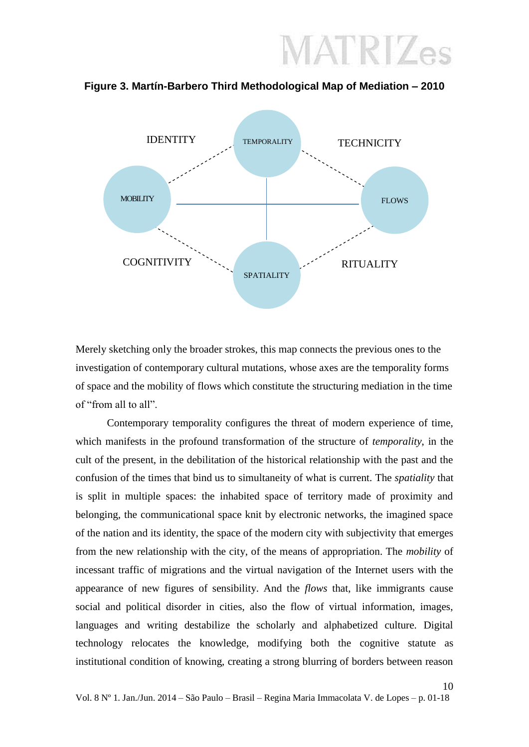**Figure 3. Martín-Barbero Third Methodological Map of Mediation – 2010**

IDENTITY

TEMPORALITY

TECHNICITY

MOBILITY

FLOWS

COGNITIVITY

SPATIALITY

RITUALITY

Merely sketching only the broader strokes, this map connects the previous ones to the investigation of contemporary cultural mutations, whose axes are the temporality forms of space and the mobility of flows which constitute the structuring mediation in the time of "from all to all".

Contemporary temporality configures the threat of modern experience of time, which manifests in the profound transformation of the structure of *temporality*, in the cult of the present, in the debilitation of the historical relationship with the past and the confusion of the times that bind us to simultaneity of what is current. The *spatiality* that is split in multiple spaces: the inhabited space of territory made of proximity and belonging, the communicational space knit by electronic networks, the imagined space of the nation and its identity, the space of the modern city with subjectivity that emerges from the new relationship with the city, of the means of appropriation. The *mobility* of incessant traffic of migrations and the virtual navigation of the Internet users with the appearance of new figures of sensibility. And the *flows* that, like immigrants cause social and political disorder in cities, also the flow of virtual information, images, languages and writing destabilize the scholarly and alphabetized culture. Digital technology relocates the knowledge, modifying both the cognitive statute as institutional condition of knowing, creating a strong blurring of borders between reason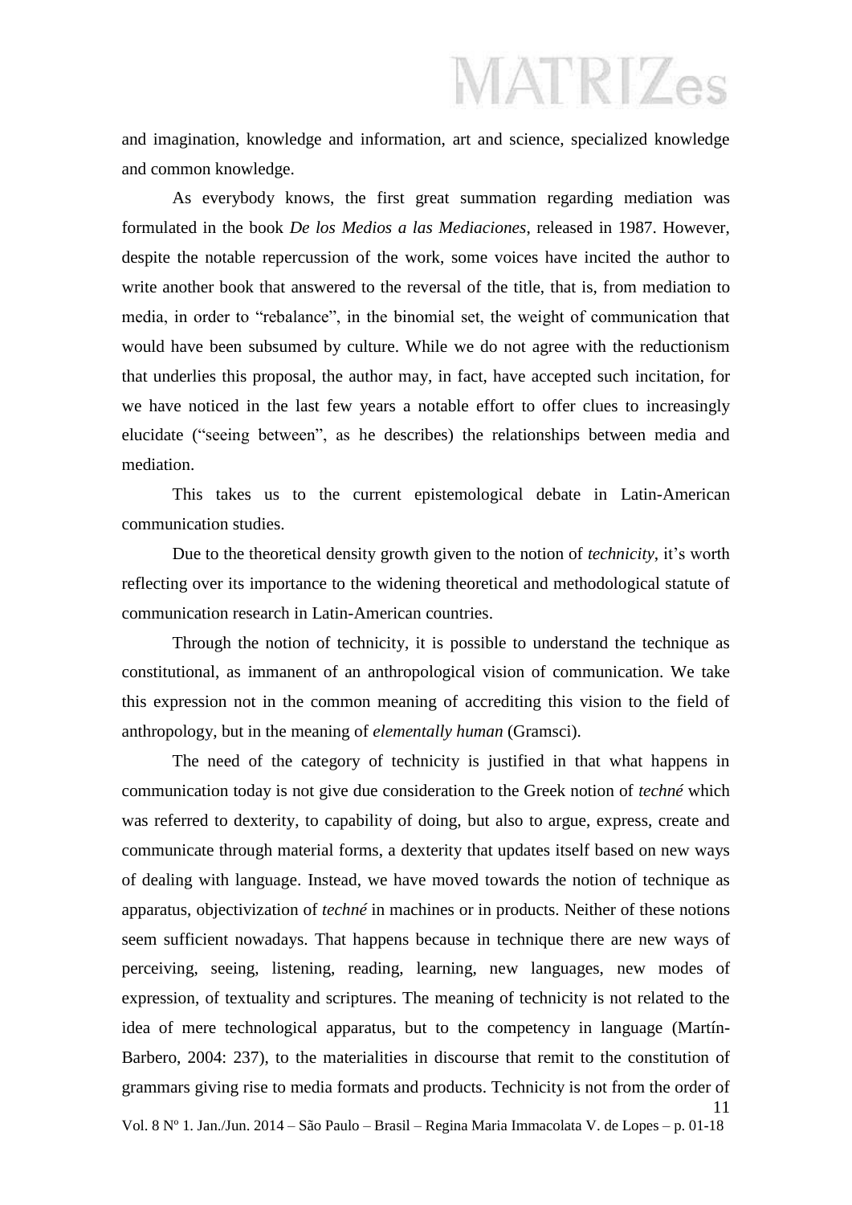and imagination, knowledge and information, art and science, specialized knowledge and common knowledge.

As everybody knows, the first great summation regarding mediation was formulated in the book *De los Medios a las Mediaciones*, released in 1987. However, despite the notable repercussion of the work, some voices have incited the author to write another book that answered to the reversal of the title, that is, from mediation to media, in order to "rebalance", in the binomial set, the weight of communication that would have been subsumed by culture. While we do not agree with the reductionism that underlies this proposal, the author may, in fact, have accepted such incitation, for we have noticed in the last few years a notable effort to offer clues to increasingly elucidate ("seeing between", as he describes) the relationships between media and mediation.

This takes us to the current epistemological debate in Latin-American communication studies.

Due to the theoretical density growth given to the notion of *technicity*, it's worth reflecting over its importance to the widening theoretical and methodological statute of communication research in Latin-American countries.

Through the notion of technicity, it is possible to understand the technique as constitutional, as immanent of an anthropological vision of communication. We take this expression not in the common meaning of accrediting this vision to the field of anthropology, but in the meaning of *elementally human* (Gramsci).

The need of the category of technicity is justified in that what happens in communication today is not give due consideration to the Greek notion of *techné* which was referred to dexterity, to capability of doing, but also to argue, express, create and communicate through material forms, a dexterity that updates itself based on new ways of dealing with language. Instead, we have moved towards the notion of technique as apparatus, objectivization of *techné* in machines or in products. Neither of these notions seem sufficient nowadays. That happens because in technique there are new ways of perceiving, seeing, listening, reading, learning, new languages, new modes of expression, of textuality and scriptures. The meaning of technicity is not related to the idea of mere technological apparatus, but to the competency in language (Martín-Barbero, 2004: 237), to the materialities in discourse that remit to the constitution of grammars giving rise to media formats and products. Technicity is not from the order of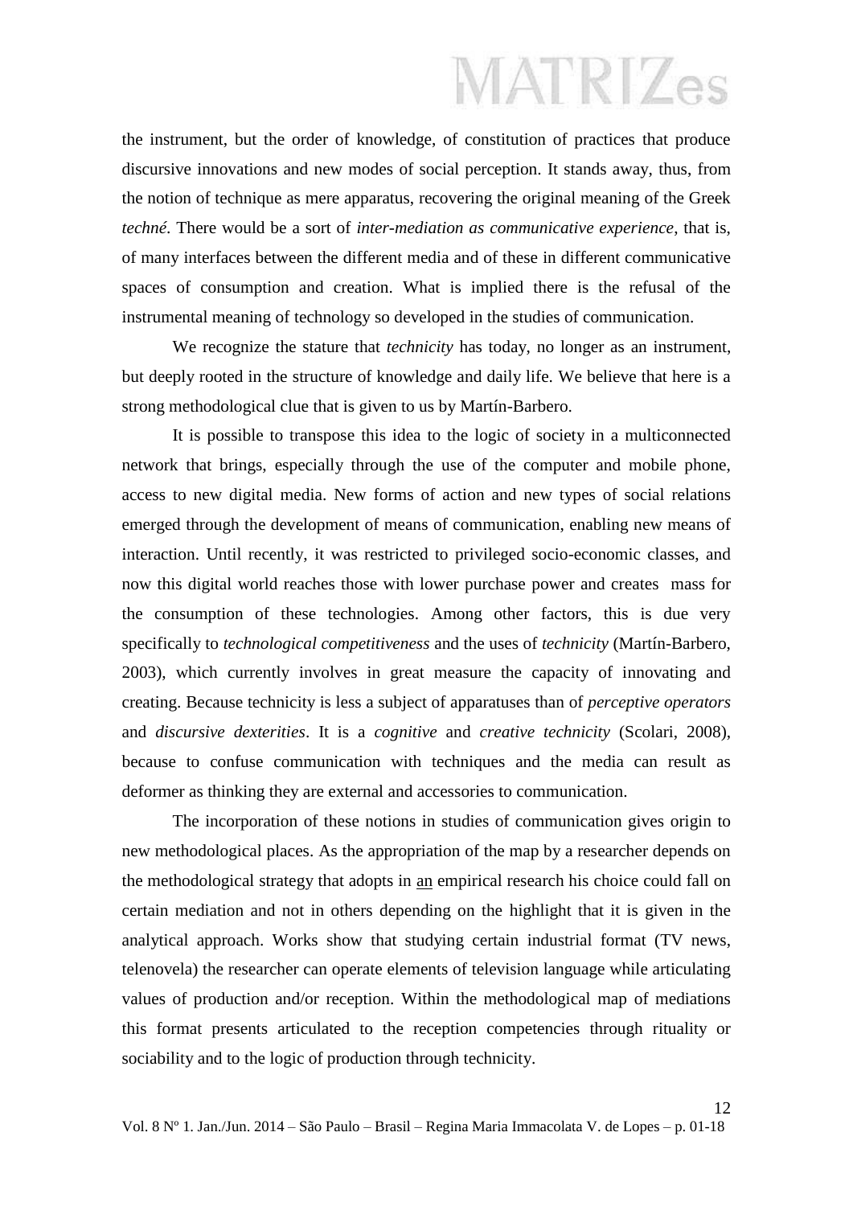the instrument, but the order of knowledge, of constitution of practices that produce discursive innovations and new modes of social perception. It stands away, thus, from the notion of technique as mere apparatus, recovering the original meaning of the Greek *techné*. There would be a sort of *inter-mediation as communicative experience*, that is, of many interfaces between the different media and of these in different communicative spaces of consumption and creation. What is implied there is the refusal of the instrumental meaning of technology so developed in the studies of communication.

We recognize the stature that *technicity* has today, no longer as an instrument, but deeply rooted in the structure of knowledge and daily life. We believe that here is a strong methodological clue that is given to us by Martín-Barbero.

It is possible to transpose this idea to the logic of society in a multiconnected network that brings, especially through the use of the computer and mobile phone, access to new digital media. New forms of action and new types of social relations emerged through the development of means of communication, enabling new means of interaction. Until recently, it was restricted to privileged socio-economic classes, and now this digital world reaches those with lower purchase power and creates mass for the consumption of these technologies. Among other factors, this is due very specifically to *technological competitiveness* and the uses of *technicity* (Martín-Barbero, 2003), which currently involves in great measure the capacity of innovating and creating. Because technicity is less a subject of apparatuses than of *perceptive operators* and *discursive dexterities*. It is a *cognitive* and *creative technicity* (Scolari, 2008), because to confuse communication with techniques and the media can result as deformer as thinking they are external and accessories to communication.

The incorporation of these notions in studies of communication gives origin to new methodological places. As the appropriation of the map by a researcher depends on the methodological strategy that adopts in an empirical research his choice could fall on certain mediation and not in others depending on the highlight that it is given in the analytical approach. Works show that studying certain industrial format (TV news, telenovela) the researcher can operate elements of television language while articulating values of production and/or reception. Within the methodological map of mediations this format presents articulated to the reception competencies through rituality or sociability and to the logic of production through technicity.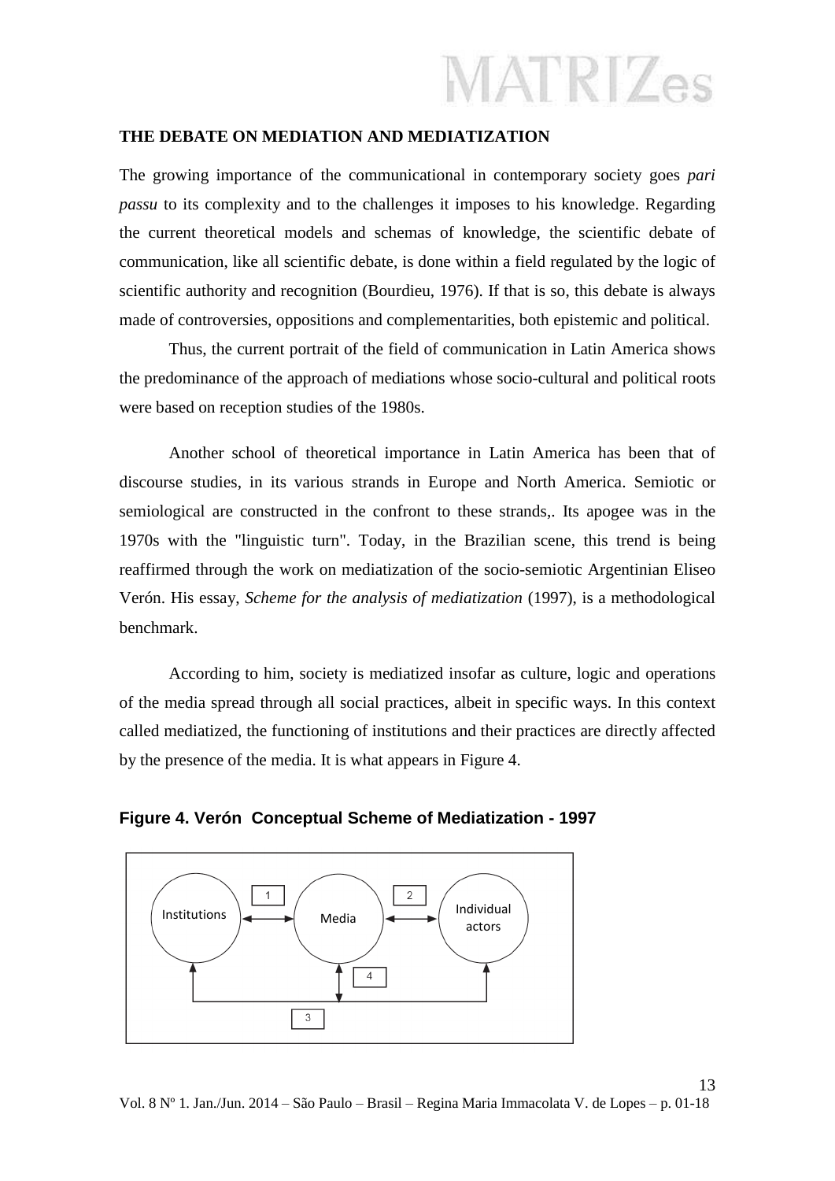## THE DEBATE ON MEDIATION AND MEDIATIZATION

The growing importance of the communicational in contemporary society goes *pari passu* to its complexity and to the challenges it imposes to his knowledge. Regarding the current theoretical models and schemas of knowledge, the scientific debate of communication, like all scientific debate, is done within a field regulated by the logic of scientific authority and recognition (Bourdieu, 1976). If that is so, this debate is always made of controversies, oppositions and complementarities, both epistemic and political.

Thus, the current portrait of the field of communication in Latin America shows the predominance of the approach of mediations whose socio-cultural and political roots were based on reception studies of the 1980s.

Another school of theoretical importance in Latin America has been that of discourse studies, in its various strands in Europe and North America. Semiotic or semiological are constructed in the confront to these strands,. Its apogee was in the 1970s with the "linguistic turn". Today, in the Brazilian scene, this trend is being reaffirmed through the work on mediatization of the socio-semiotic Argentinian Eliseo Verón. His essay, *Scheme for the analysis of mediatization* (1997), is a methodological benchmark.

According to him, society is mediatized insofar as culture, logic and operations of the media spread through all social practices, albeit in specific ways. In this context called mediatized, the functioning of institutions and their practices are directly affected by the presence of the media. It is what appears in Figure 4.

**Figure 4. Verón Conceptual Scheme of Mediatization - 1997**

Institutions ⟷ (1) ⟷ Media ⟷ (2) ⟷ Individual actors

(3) Institutions ⟷ Individual actors; (4) Media ⟷ (3)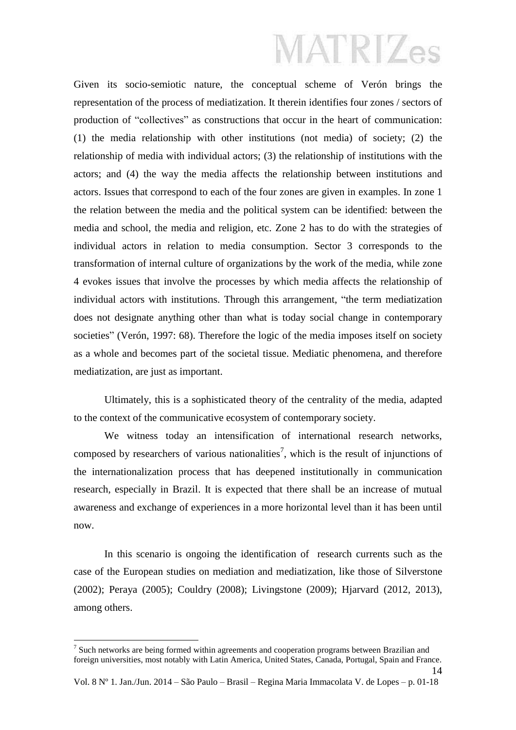Given its socio-semiotic nature, the conceptual scheme of Verón brings the representation of the process of mediatization. It therein identifies four zones / sectors of production of "collectives" as constructions that occur in the heart of communication: (1) the media relationship with other institutions (not media) of society; (2) the relationship of media with individual actors; (3) the relationship of institutions with the actors; and (4) the way the media affects the relationship between institutions and actors. Issues that correspond to each of the four zones are given in examples. In zone 1 the relation between the media and the political system can be identified: between the media and school, the media and religion, etc. Zone 2 has to do with the strategies of individual actors in relation to media consumption. Sector 3 corresponds to the transformation of internal culture of organizations by the work of the media, while zone 4 evokes issues that involve the processes by which media affects the relationship of individual actors with institutions. Through this arrangement, "the term mediatization does not designate anything other than what is today social change in contemporary societies" (Verón, 1997: 68). Therefore the logic of the media imposes itself on society as a whole and becomes part of the societal tissue. Mediatic phenomena, and therefore mediatization, are just as important.

Ultimately, this is a sophisticated theory of the centrality of the media, adapted to the context of the communicative ecosystem of contemporary society.

We witness today an intensification of international research networks, composed by researchers of various nationalities[7], which is the result of injunctions of the internationalization process that has deepened institutionally in communication research, especially in Brazil. It is expected that there shall be an increase of mutual awareness and exchange of experiences in a more horizontal level than it has been until now.

In this scenario is ongoing the identification of research currents such as the case of the European studies on mediation and mediatization, like those of Silverstone (2002); Peraya (2005); Couldry (2008); Livingstone (2009); Hjarvard (2012, 2013), among others.

[7] Such networks are being formed within agreements and cooperation programs between Brazilian and foreign universities, most notably with Latin America, United States, Canada, Portugal, Spain and France.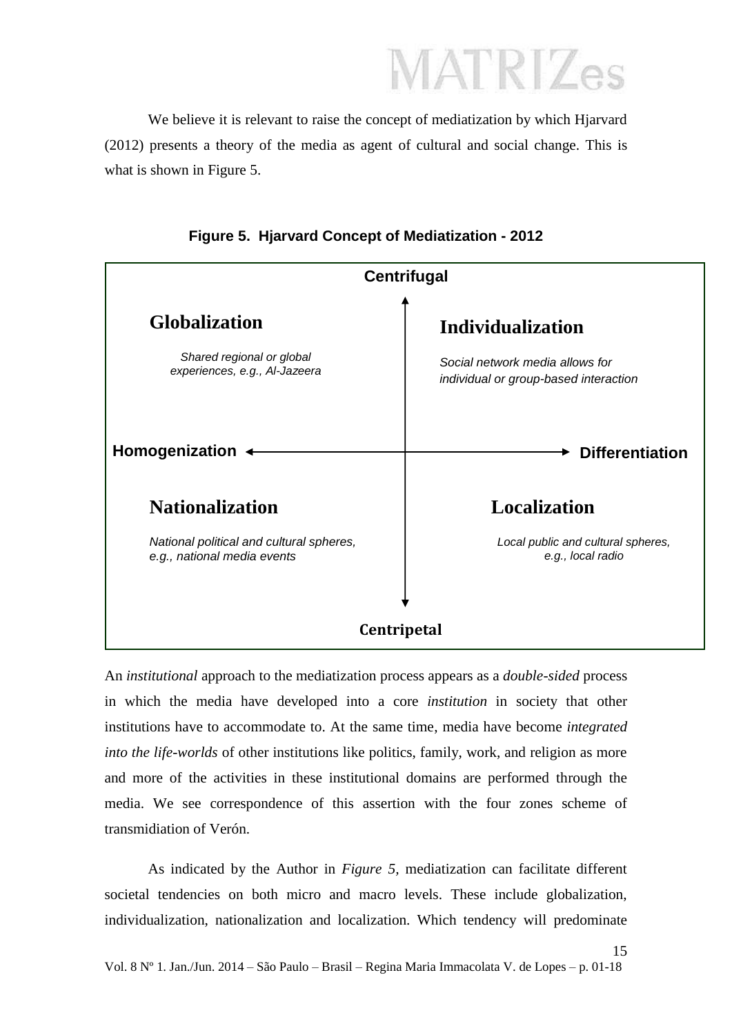We believe it is relevant to raise the concept of mediatization by which Hjarvard (2012) presents a theory of the media as agent of cultural and social change. This is what is shown in Figure 5.

**Figure 5. Hjarvard Concept of Mediatization - 2012**

| | Centrifugal | |
|---|---|---|
| **Globalization**<br>*Shared regional or global experiences, e.g., Al-Jazeera* | | **Individualization**<br>*Social network media allows for individual or group-based interaction* |
| **Homogenization** ← | | → **Differentiation** |
| **Nationalization**<br>*National political and cultural spheres, e.g., national media events* | | **Localization**<br>*Local public and cultural spheres, e.g., local radio* |
| | Centripetal | |

An *institutional* approach to the mediatization process appears as a *double-sided* process in which the media have developed into a core *institution* in society that other institutions have to accommodate to. At the same time, media have become *integrated into the life-worlds* of other institutions like politics, family, work, and religion as more and more of the activities in these institutional domains are performed through the media. We see correspondence of this assertion with the four zones scheme of transmidiation of Verón.

As indicated by the Author in *Figure 5,* mediatization can facilitate different societal tendencies on both micro and macro levels. These include globalization, individualization, nationalization and localization. Which tendency will predominate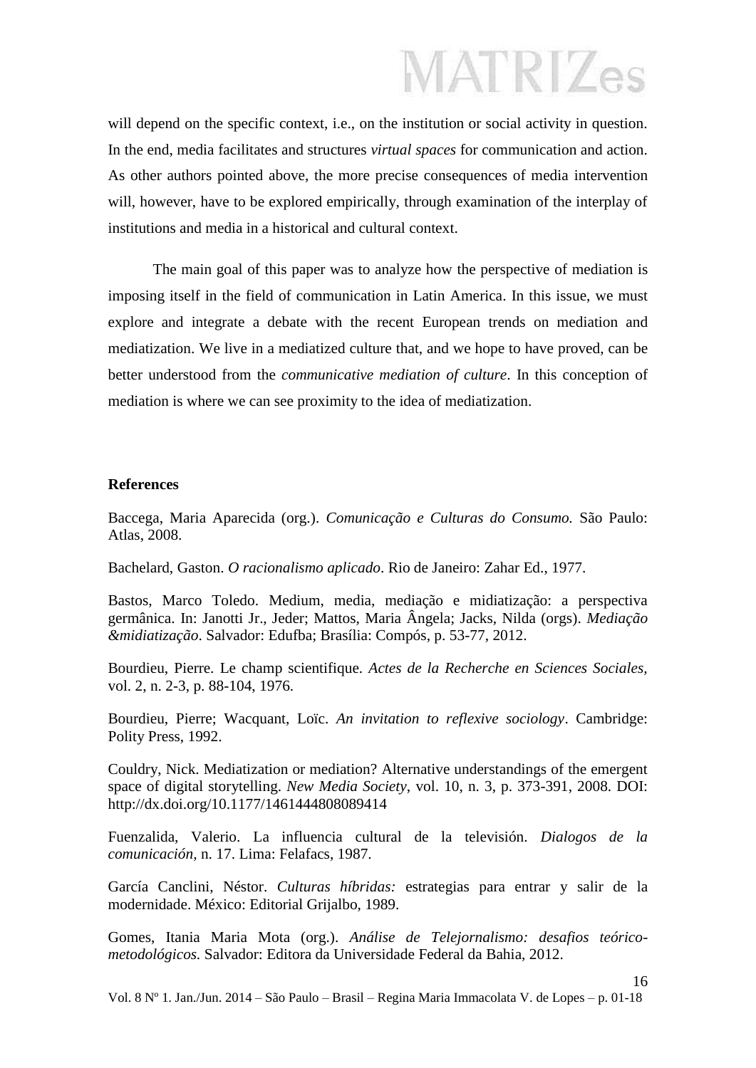will depend on the specific context, i.e., on the institution or social activity in question. In the end, media facilitates and structures *virtual spaces* for communication and action. As other authors pointed above, the more precise consequences of media intervention will, however, have to be explored empirically, through examination of the interplay of institutions and media in a historical and cultural context.

The main goal of this paper was to analyze how the perspective of mediation is imposing itself in the field of communication in Latin America. In this issue, we must explore and integrate a debate with the recent European trends on mediation and mediatization. We live in a mediatized culture that, and we hope to have proved, can be better understood from the *communicative mediation of culture*. In this conception of mediation is where we can see proximity to the idea of mediatization.

**References**

Baccega, Maria Aparecida (org.). *Comunicação e Culturas do Consumo.* São Paulo: Atlas, 2008.

Bachelard, Gaston. *O racionalismo aplicado*. Rio de Janeiro: Zahar Ed., 1977.

Bastos, Marco Toledo. Medium, media, mediação e midiatização: a perspectiva germânica. In: Janotti Jr., Jeder; Mattos, Maria Ângela; Jacks, Nilda (orgs). *Mediação &midiatização*. Salvador: Edufba; Brasília: Compós, p. 53-77, 2012.

Bourdieu, Pierre. Le champ scientifique. *Actes de la Recherche en Sciences Sociales,* vol. 2, n. 2-3, p. 88-104, 1976.

Bourdieu, Pierre; Wacquant, Loïc. *An invitation to reflexive sociology*. Cambridge: Polity Press, 1992.

Couldry, Nick. Mediatization or mediation? Alternative understandings of the emergent space of digital storytelling. *New Media Society*, vol. 10, n. 3, p. 373-391, 2008. DOI: http://dx.doi.org/10.1177/1461444808089414

Fuenzalida, Valerio. La influencia cultural de la televisión. *Dialogos de la comunicación,* n. 17. Lima: Felafacs, 1987.

García Canclini, Néstor. *Culturas híbridas:* estrategias para entrar y salir de la modernidade. México: Editorial Grijalbo, 1989.

Gomes, Itania Maria Mota (org.). *Análise de Telejornalismo: desafios teórico-metodológicos*. Salvador: Editora da Universidade Federal da Bahia, 2012.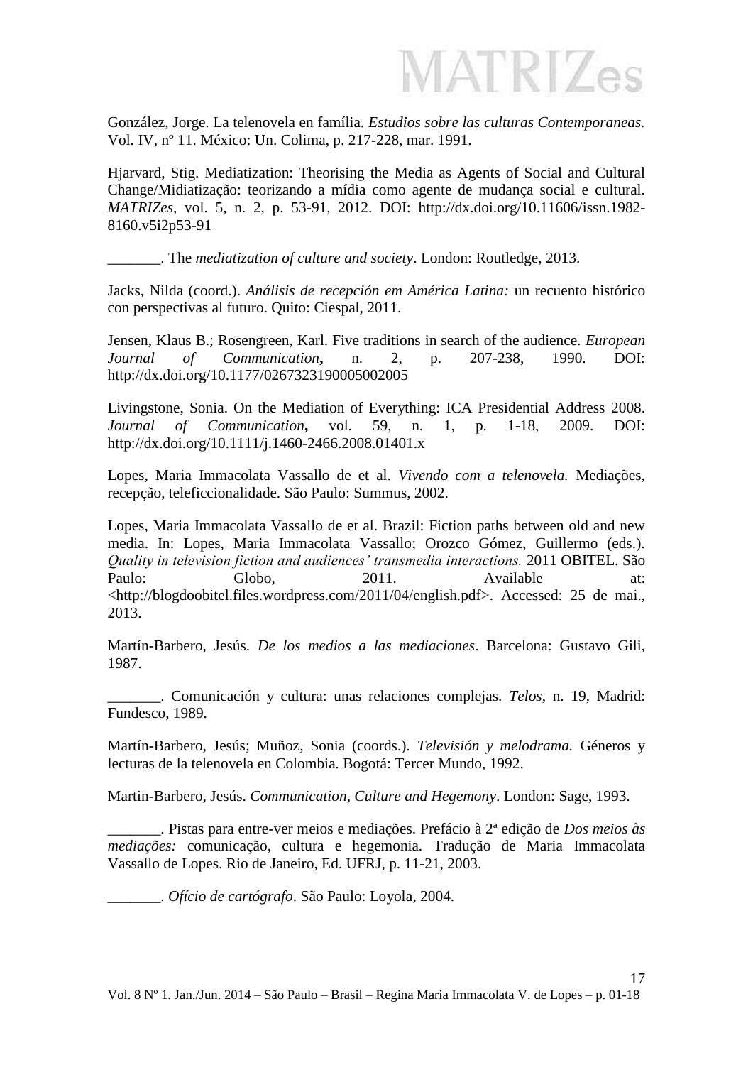González, Jorge. La telenovela en família. *Estudios sobre las culturas Contemporaneas.* Vol. IV, nº 11. México: Un. Colima, p. 217-228, mar. 1991.

Hjarvard, Stig. Mediatization: Theorising the Media as Agents of Social and Cultural Change/Midiatização: teorizando a mídia como agente de mudança social e cultural. *MATRIZes,* vol. 5, n. 2, p. 53-91, 2012. DOI: http://dx.doi.org/10.11606/issn.1982-8160.v5i2p53-91

_______. The *mediatization of culture and society*. London: Routledge, 2013.

Jacks, Nilda (coord.). *Análisis de recepción em América Latina:* un recuento histórico con perspectivas al futuro. Quito: Ciespal, 2011.

Jensen, Klaus B.; Rosengreen, Karl. Five traditions in search of the audience. *European Journal of Communication***,** n. 2, p. 207-238, 1990. DOI: http://dx.doi.org/10.1177/0267323190005002005

Livingstone, Sonia. On the Mediation of Everything: ICA Presidential Address 2008. *Journal of Communication***,** vol. 59, n. 1, p. 1-18, 2009. DOI: http://dx.doi.org/10.1111/j.1460-2466.2008.01401.x

Lopes, Maria Immacolata Vassallo de et al. *Vivendo com a telenovela.* Mediações, recepção, teleficcionalidade. São Paulo: Summus, 2002.

Lopes, Maria Immacolata Vassallo de et al. Brazil: Fiction paths between old and new media. In: Lopes, Maria Immacolata Vassallo; Orozco Gómez, Guillermo (eds.). *Quality in television fiction and audiences' transmedia interactions.* 2011 OBITEL. São Paulo: Globo, 2011. Available at: <http://blogdoobitel.files.wordpress.com/2011/04/english.pdf>. Accessed: 25 de mai., 2013.

Martín-Barbero, Jesús. *De los medios a las mediaciones*. Barcelona: Gustavo Gili, 1987.

_______. Comunicación y cultura: unas relaciones complejas. *Telos*, n. 19, Madrid: Fundesco, 1989.

Martín-Barbero, Jesús; Muñoz, Sonia (coords.). *Televisión y melodrama.* Géneros y lecturas de la telenovela en Colombia. Bogotá: Tercer Mundo, 1992.

Martin-Barbero, Jesús. *Communication, Culture and Hegemony*. London: Sage, 1993.

_______. Pistas para entre-ver meios e mediações. Prefácio à 2ª edição de *Dos meios às mediações:* comunicação, cultura e hegemonia. Tradução de Maria Immacolata Vassallo de Lopes. Rio de Janeiro, Ed. UFRJ, p. 11-21, 2003.

_______. *Ofício de cartógrafo*. São Paulo: Loyola, 2004.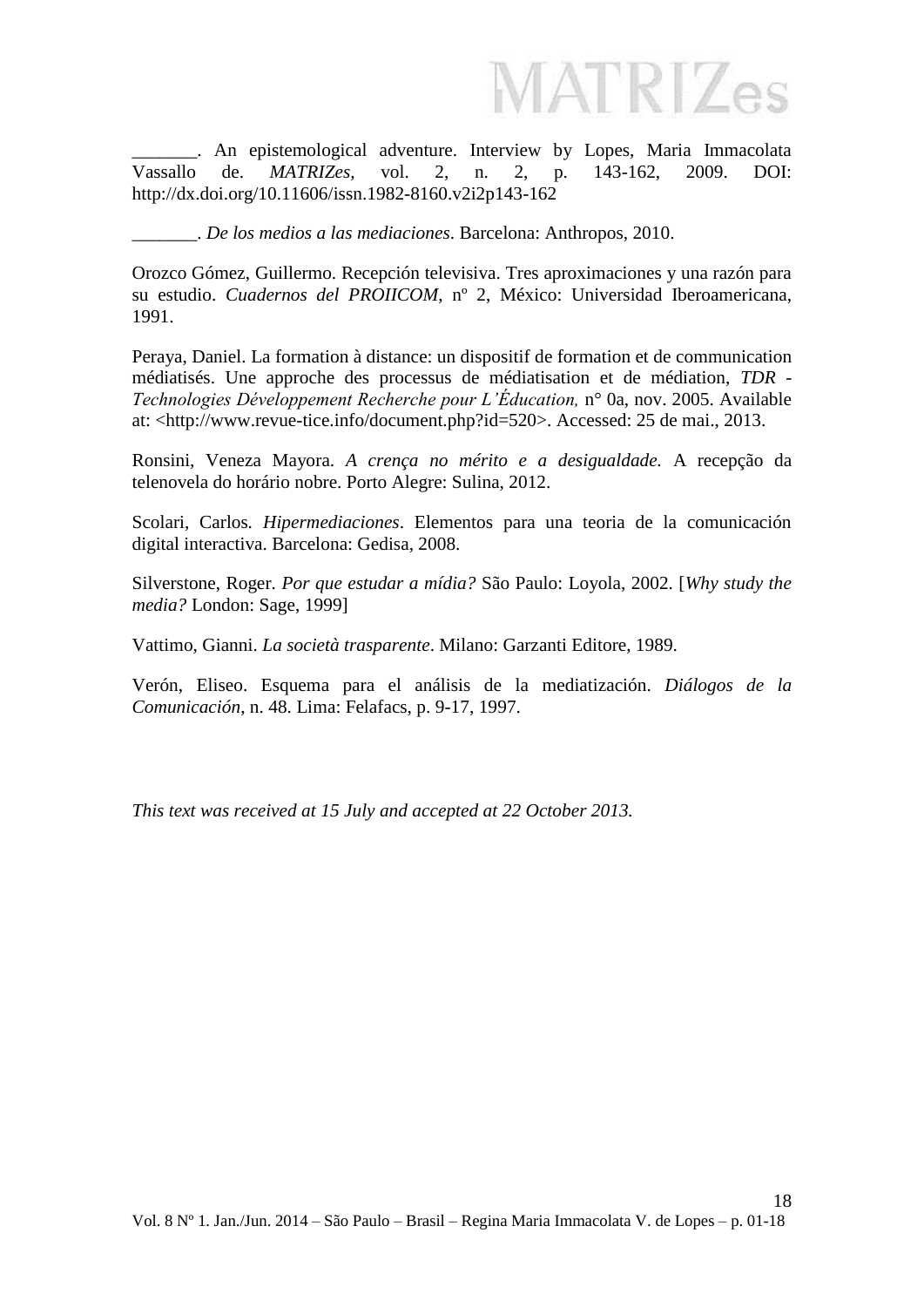_______. An epistemological adventure. Interview by Lopes, Maria Immacolata Vassallo de. *MATRIZes*, vol. 2, n. 2, p. 143-162, 2009. DOI: http://dx.doi.org/10.11606/issn.1982-8160.v2i2p143-162

_______. *De los medios a las mediaciones*. Barcelona: Anthropos, 2010.

Orozco Gómez, Guillermo. Recepción televisiva. Tres aproximaciones y una razón para su estudio. *Cuadernos del PROIICOM*, nº 2, México: Universidad Iberoamericana, 1991.

Peraya, Daniel. La formation à distance: un dispositif de formation et de communication médiatisés. Une approche des processus de médiatisation et de médiation, *TDR - Technologies Développement Recherche pour L'Éducation,* n° 0a, nov. 2005. Available at: <http://www.revue-tice.info/document.php?id=520>. Accessed: 25 de mai., 2013.

Ronsini, Veneza Mayora. *A crença no mérito e a desigualdade*. A recepção da telenovela do horário nobre. Porto Alegre: Sulina, 2012.

Scolari, Carlos. *Hipermediaciones*. Elementos para una teoria de la comunicación digital interactiva. Barcelona: Gedisa, 2008.

Silverstone, Roger. *Por que estudar a mídia?* São Paulo: Loyola, 2002. [*Why study the media?* London: Sage, 1999]

Vattimo, Gianni. *La società trasparente*. Milano: Garzanti Editore, 1989.

Verón, Eliseo. Esquema para el análisis de la mediatización. *Diálogos de la Comunicación*, n. 48. Lima: Felafacs, p. 9-17, 1997.

*This text was received at 15 July and accepted at 22 October 2013.*